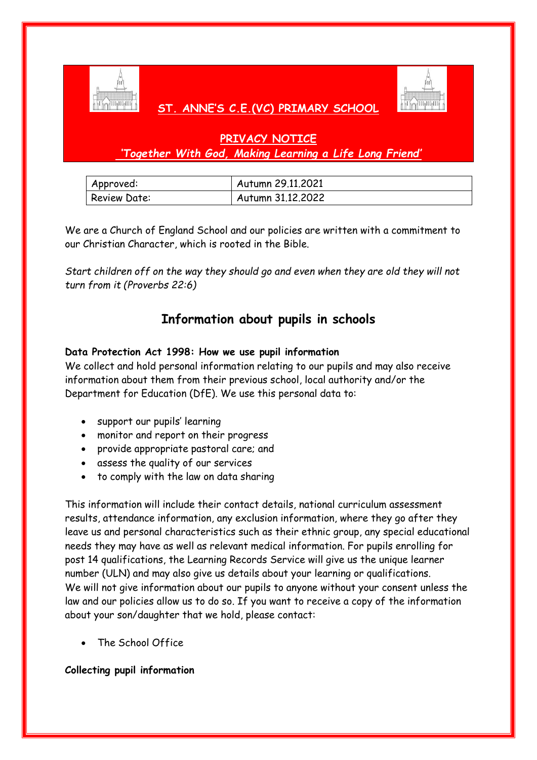# ST. ANNE'S C.E.(VC) PRIMARY SCHOOL

## PRIVACY NOTICE

*'Together With God, Making Learning a Life Long Friend'*

| Approved: | Autumn 29.11.2021 |
|---|---|
| Review Date: | Autumn 31.12.2022 |

We are a Church of England School and our policies are written with a commitment to our Christian Character, which is rooted in the Bible.

*Start children off on the way they should go and even when they are old they will not turn from it (Proverbs 22:6)*

## Information about pupils in schools

**Data Protection Act 1998: How we use pupil information**

We collect and hold personal information relating to our pupils and may also receive information about them from their previous school, local authority and/or the Department for Education (DfE). We use this personal data to:

- support our pupils' learning
- monitor and report on their progress
- provide appropriate pastoral care; and
- assess the quality of our services
- to comply with the law on data sharing

This information will include their contact details, national curriculum assessment results, attendance information, any exclusion information, where they go after they leave us and personal characteristics such as their ethnic group, any special educational needs they may have as well as relevant medical information. For pupils enrolling for post 14 qualifications, the Learning Records Service will give us the unique learner number (ULN) and may also give us details about your learning or qualifications.
We will not give information about our pupils to anyone without your consent unless the law and our policies allow us to do so. If you want to receive a copy of the information about your son/daughter that we hold, please contact:

- The School Office

**Collecting pupil information**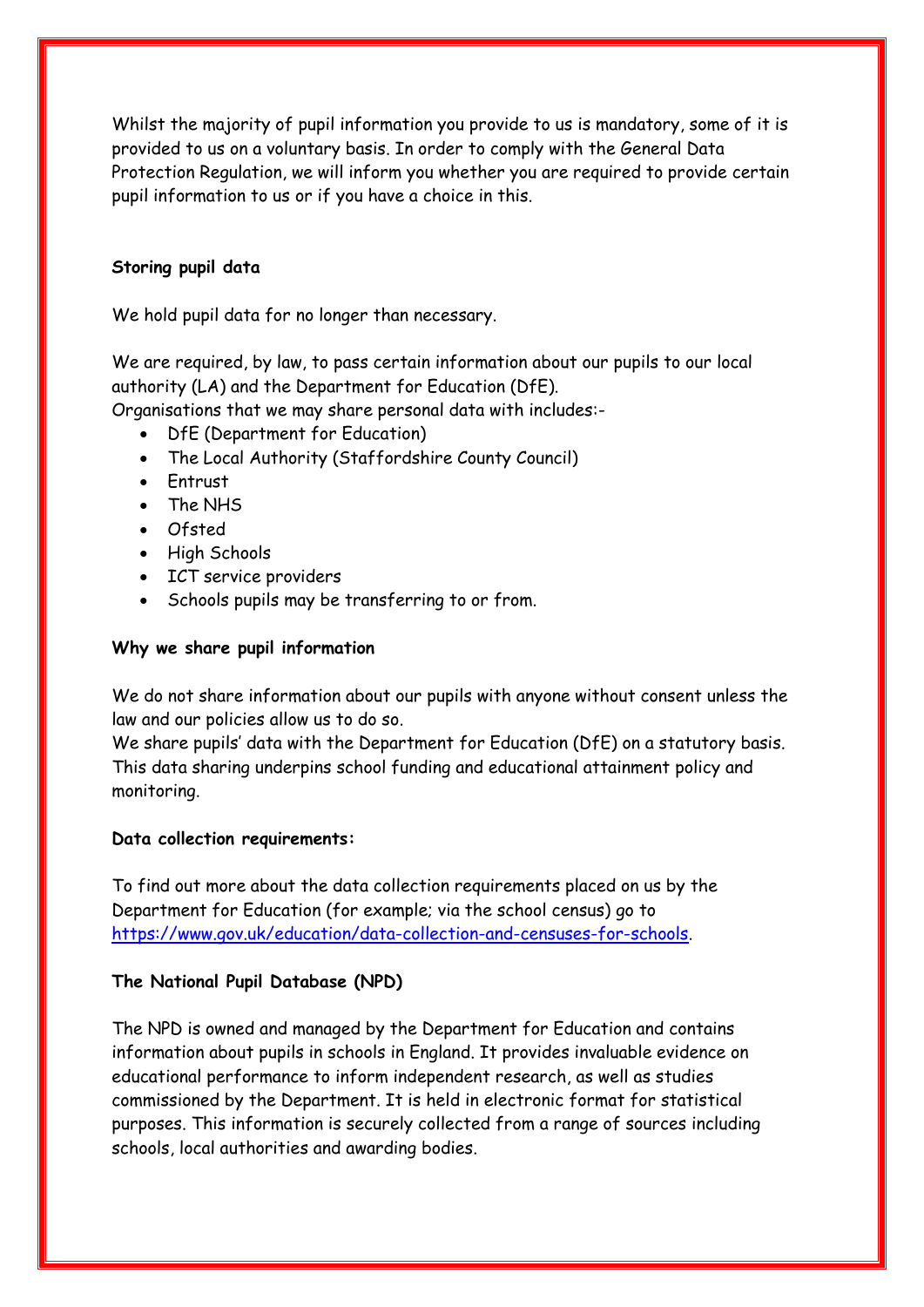Whilst the majority of pupil information you provide to us is mandatory, some of it is provided to us on a voluntary basis. In order to comply with the General Data Protection Regulation, we will inform you whether you are required to provide certain pupil information to us or if you have a choice in this.

**Storing pupil data**

We hold pupil data for no longer than necessary.

We are required, by law, to pass certain information about our pupils to our local authority (LA) and the Department for Education (DfE).
Organisations that we may share personal data with includes:-

- DfE (Department for Education)
- The Local Authority (Staffordshire County Council)
- Entrust
- The NHS
- Ofsted
- High Schools
- ICT service providers
- Schools pupils may be transferring to or from.

**Why we share pupil information**

We do not share information about our pupils with anyone without consent unless the law and our policies allow us to do so.
We share pupils' data with the Department for Education (DfE) on a statutory basis. This data sharing underpins school funding and educational attainment policy and monitoring.

**Data collection requirements:**

To find out more about the data collection requirements placed on us by the Department for Education (for example; via the school census) go to [https://www.gov.uk/education/data-collection-and-censuses-for-schools](https://www.gov.uk/education/data-collection-and-censuses-for-schools).

**The National Pupil Database (NPD)**

The NPD is owned and managed by the Department for Education and contains information about pupils in schools in England. It provides invaluable evidence on educational performance to inform independent research, as well as studies commissioned by the Department. It is held in electronic format for statistical purposes. This information is securely collected from a range of sources including schools, local authorities and awarding bodies.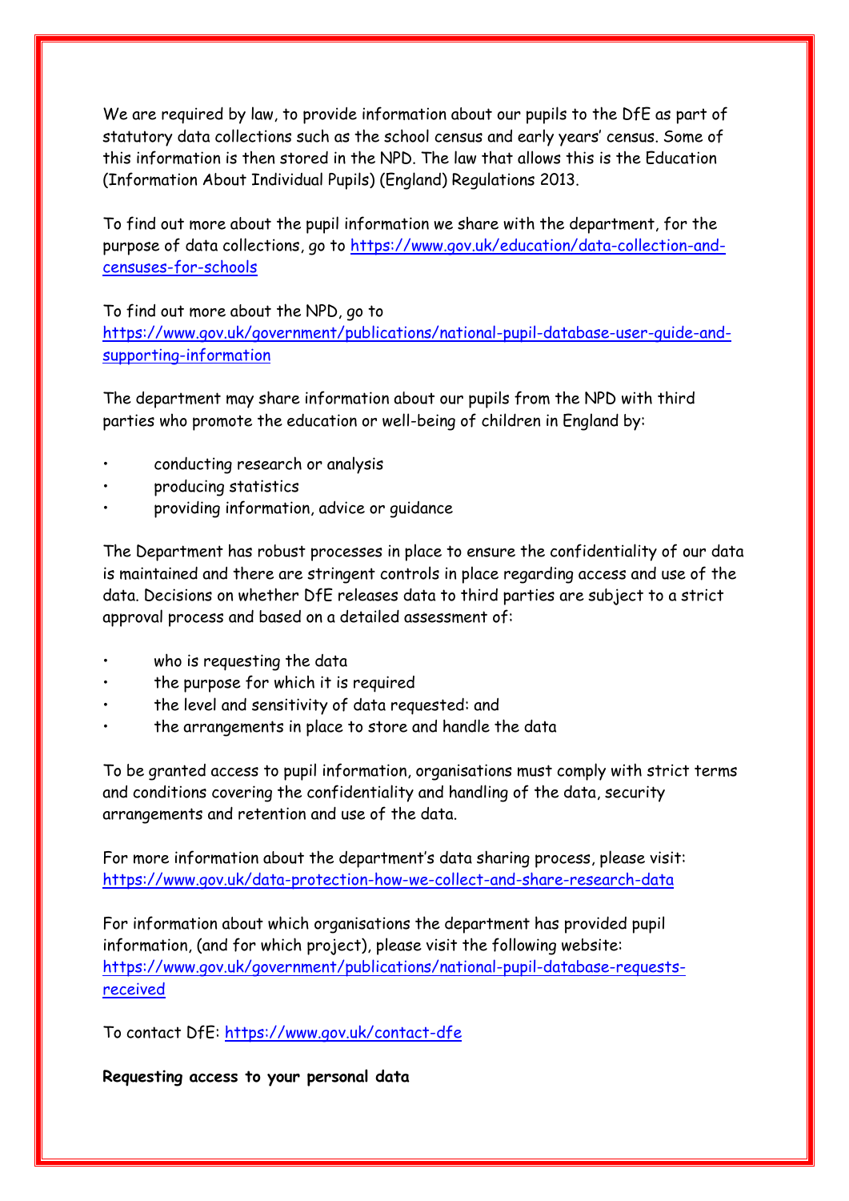We are required by law, to provide information about our pupils to the DfE as part of statutory data collections such as the school census and early years' census. Some of this information is then stored in the NPD. The law that allows this is the Education (Information About Individual Pupils) (England) Regulations 2013.

To find out more about the pupil information we share with the department, for the purpose of data collections, go to https://www.gov.uk/education/data-collection-and-censuses-for-schools

To find out more about the NPD, go to https://www.gov.uk/government/publications/national-pupil-database-user-guide-and-supporting-information

The department may share information about our pupils from the NPD with third parties who promote the education or well-being of children in England by:

- conducting research or analysis
- producing statistics
- providing information, advice or guidance

The Department has robust processes in place to ensure the confidentiality of our data is maintained and there are stringent controls in place regarding access and use of the data. Decisions on whether DfE releases data to third parties are subject to a strict approval process and based on a detailed assessment of:

- who is requesting the data
- the purpose for which it is required
- the level and sensitivity of data requested: and
- the arrangements in place to store and handle the data

To be granted access to pupil information, organisations must comply with strict terms and conditions covering the confidentiality and handling of the data, security arrangements and retention and use of the data.

For more information about the department's data sharing process, please visit: https://www.gov.uk/data-protection-how-we-collect-and-share-research-data

For information about which organisations the department has provided pupil information, (and for which project), please visit the following website: https://www.gov.uk/government/publications/national-pupil-database-requests-received

To contact DfE: https://www.gov.uk/contact-dfe

**Requesting access to your personal data**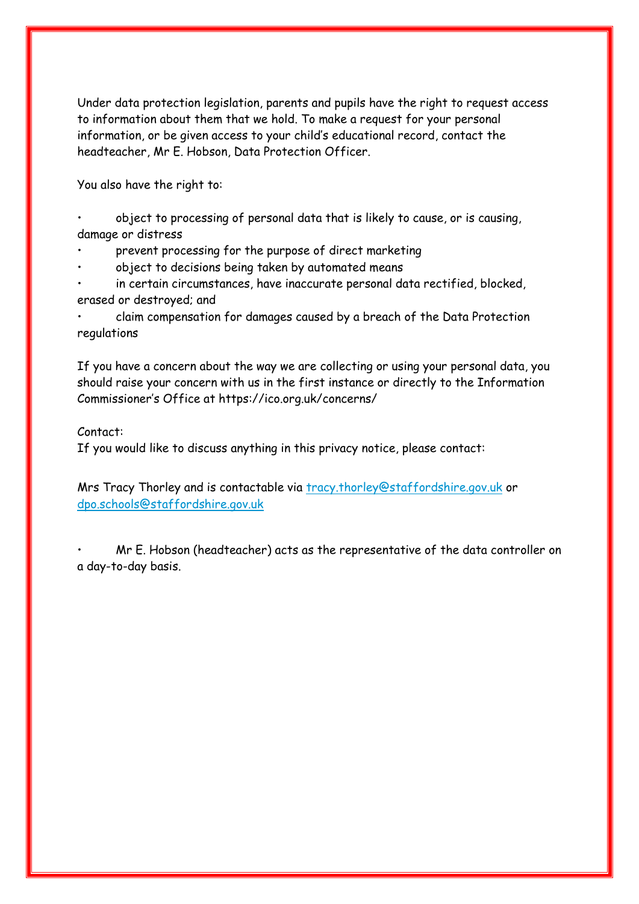Under data protection legislation, parents and pupils have the right to request access to information about them that we hold. To make a request for your personal information, or be given access to your child's educational record, contact the headteacher, Mr E. Hobson, Data Protection Officer.

You also have the right to:

- object to processing of personal data that is likely to cause, or is causing, damage or distress
- prevent processing for the purpose of direct marketing
- object to decisions being taken by automated means
- in certain circumstances, have inaccurate personal data rectified, blocked, erased or destroyed; and
- claim compensation for damages caused by a breach of the Data Protection regulations

If you have a concern about the way we are collecting or using your personal data, you should raise your concern with us in the first instance or directly to the Information Commissioner's Office at https://ico.org.uk/concerns/

Contact:
If you would like to discuss anything in this privacy notice, please contact:

Mrs Tracy Thorley and is contactable via tracy.thorley@staffordshire.gov.uk or dpo.schools@staffordshire.gov.uk

- Mr E. Hobson (headteacher) acts as the representative of the data controller on a day-to-day basis.